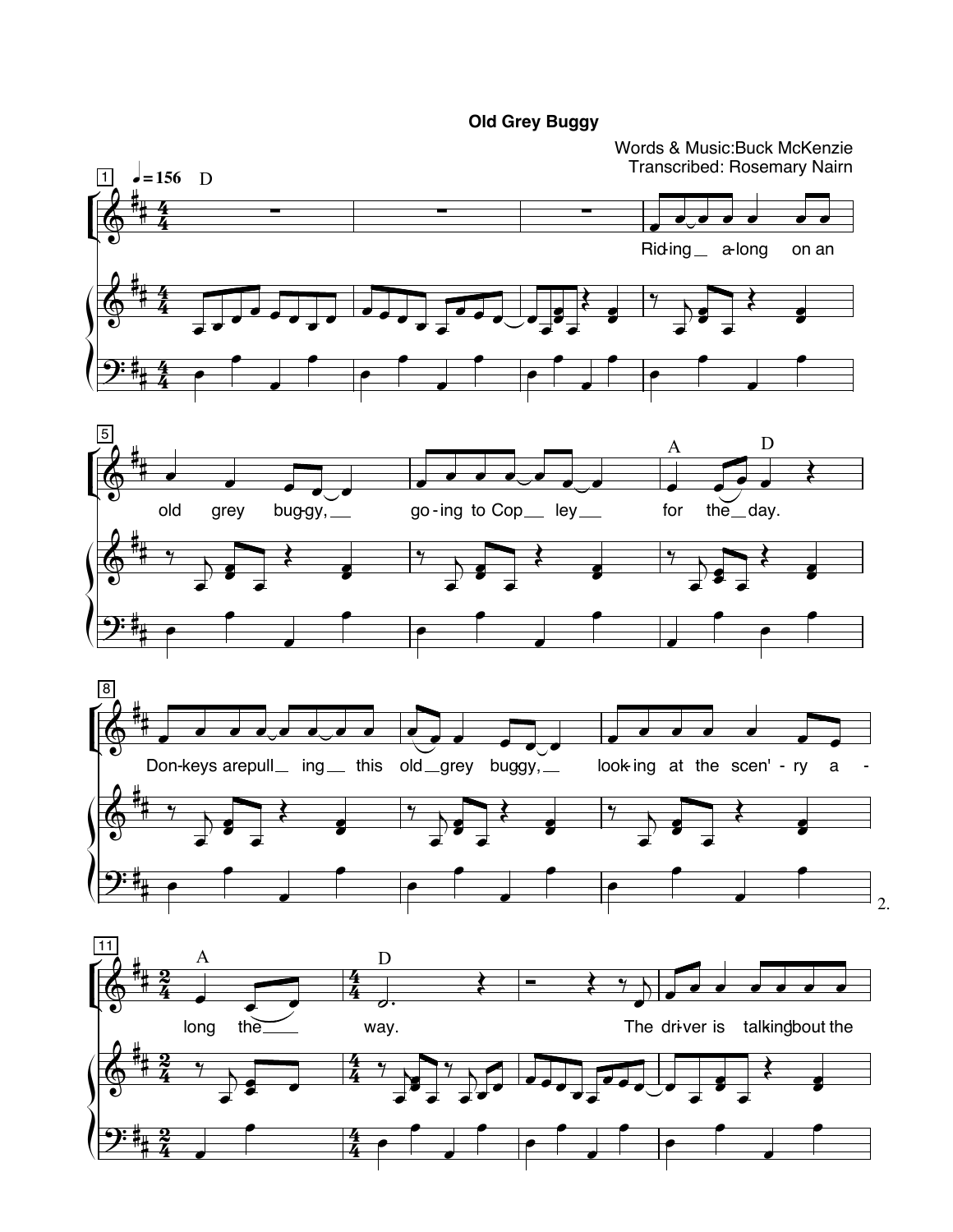# Old Grey Buggy

Words & Music: Buck McKenzie
Transcribed: Rosemary Nairn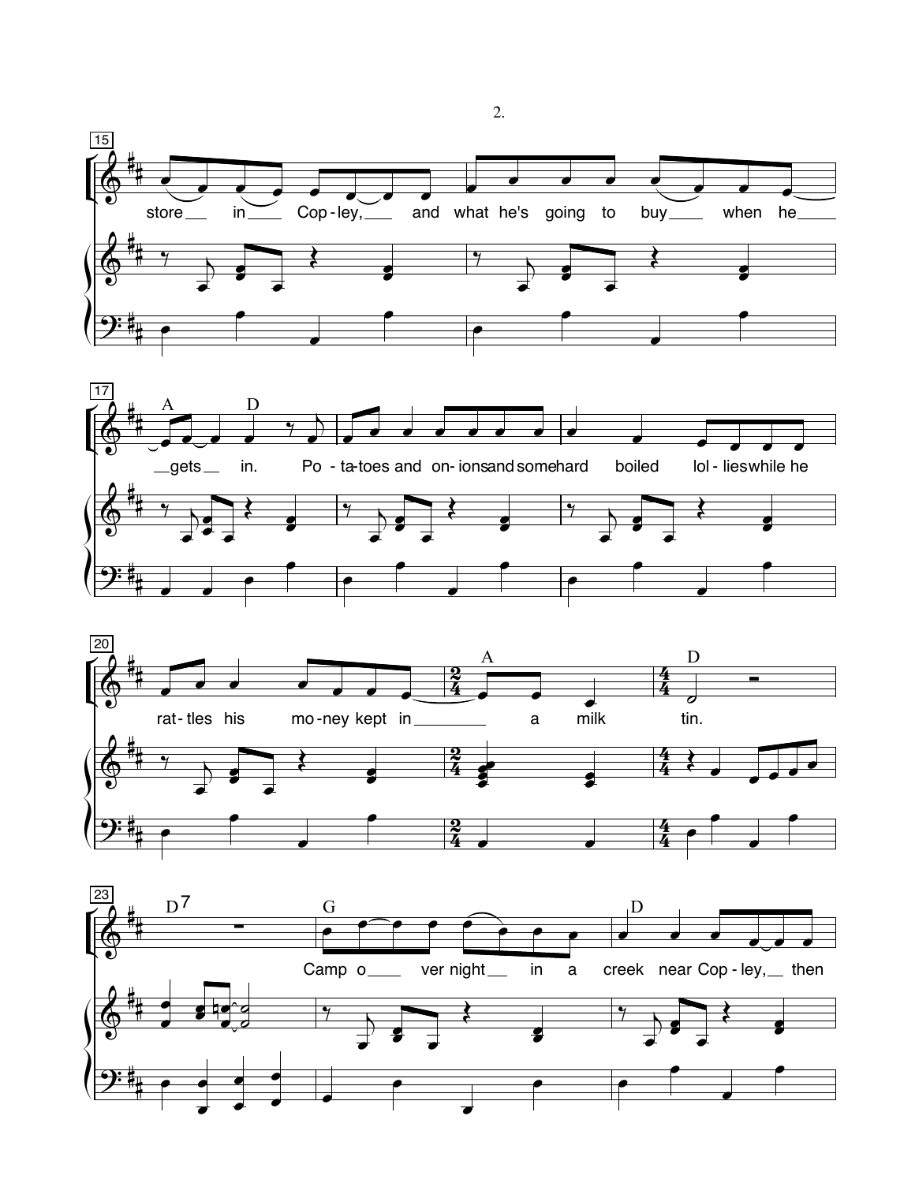store in Cop-ley, and what he's going to buy when he

A D
gets in. Po-ta-toes and on-ions and some hard boiled lol-lies while he

A D
rat-tles his mo-ney kept in a milk tin.

D7 G D
Camp o ver night in a creek near Cop-ley, then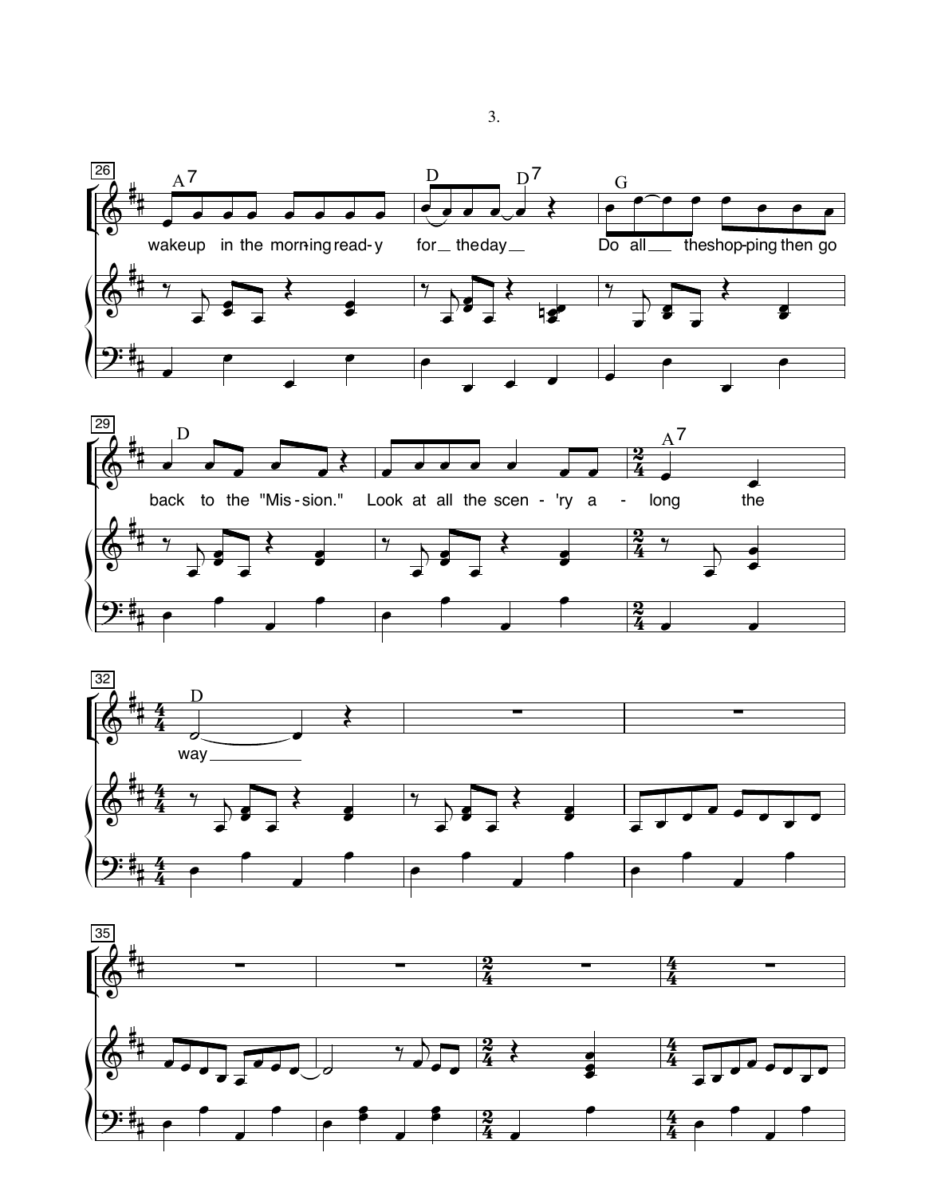A7 D D7 G

wake up in the morn-ing read-y for the day Do all the shop-ping then go

D A7

back to the "Mis-sion." Look at all the scen-'ry a-long the

D

way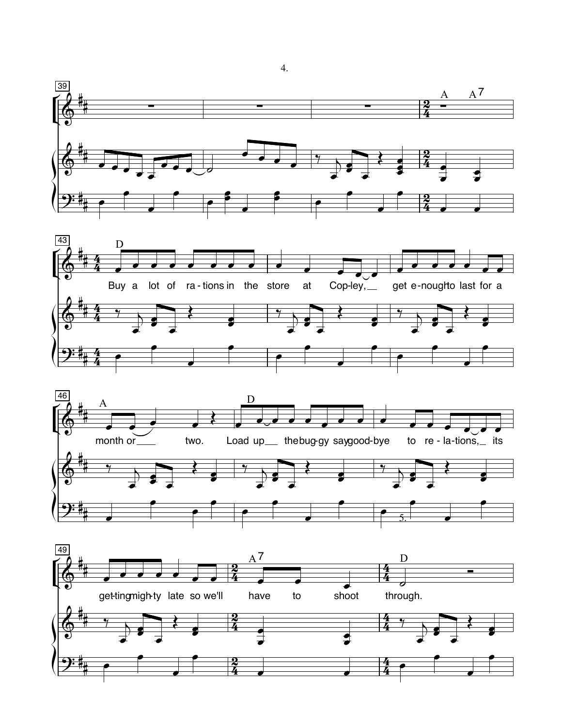39

A A7

43

D

Buy a lot of ra - tions in the store at Cop-ley, get e-nough to last for a

46

A D

month or two. Load up the bug-gy say good-bye to re - la-tions, its

49

A7 D

get-ting migh-ty late so we'll have to shoot through.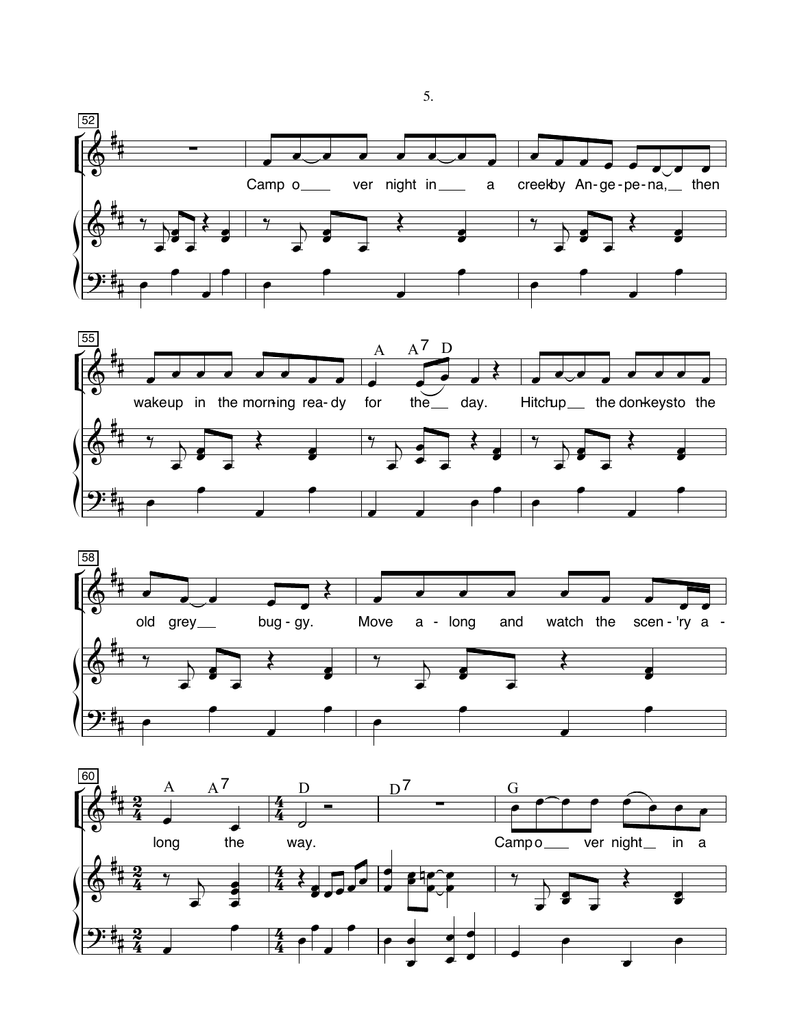Camp o___ ver night in___ a creek by An-ge-pe-na,__ then

wake up in the morn-ing rea-dy for the__ day. Hitch up__ the don-keys to the

old grey__ bug-gy. Move a-long and watch the scen-'ry a-

long the way. Camp o___ ver night__ in a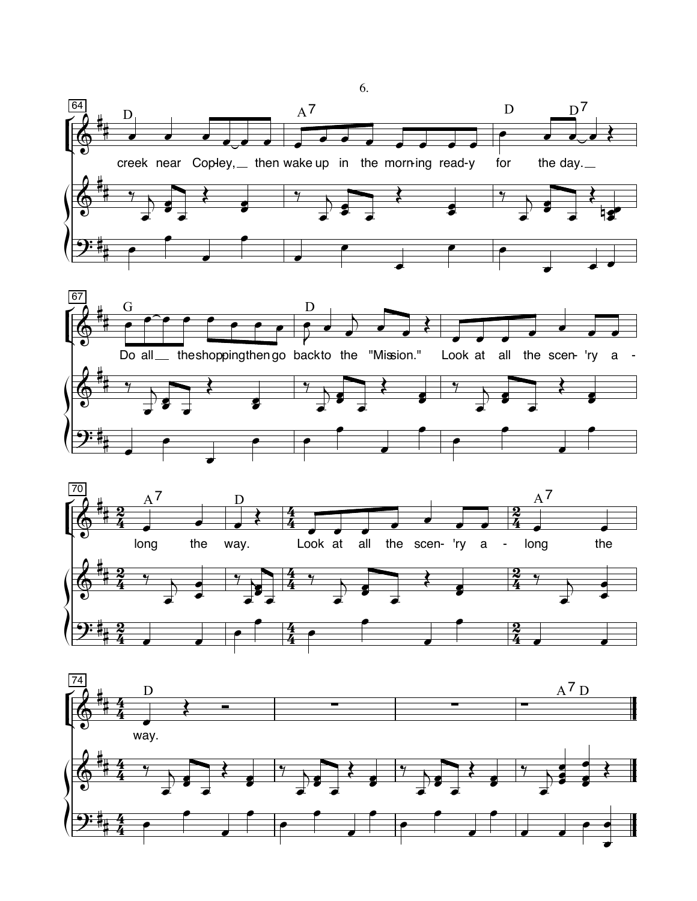creek near Cop-ley, then wake up in the morn-ing read-y for the day.

Do all the shop-ping then go back to the "Mis-sion." Look at all the scen-'ry a-long the way. Look at all the scen-'ry a-long the way.